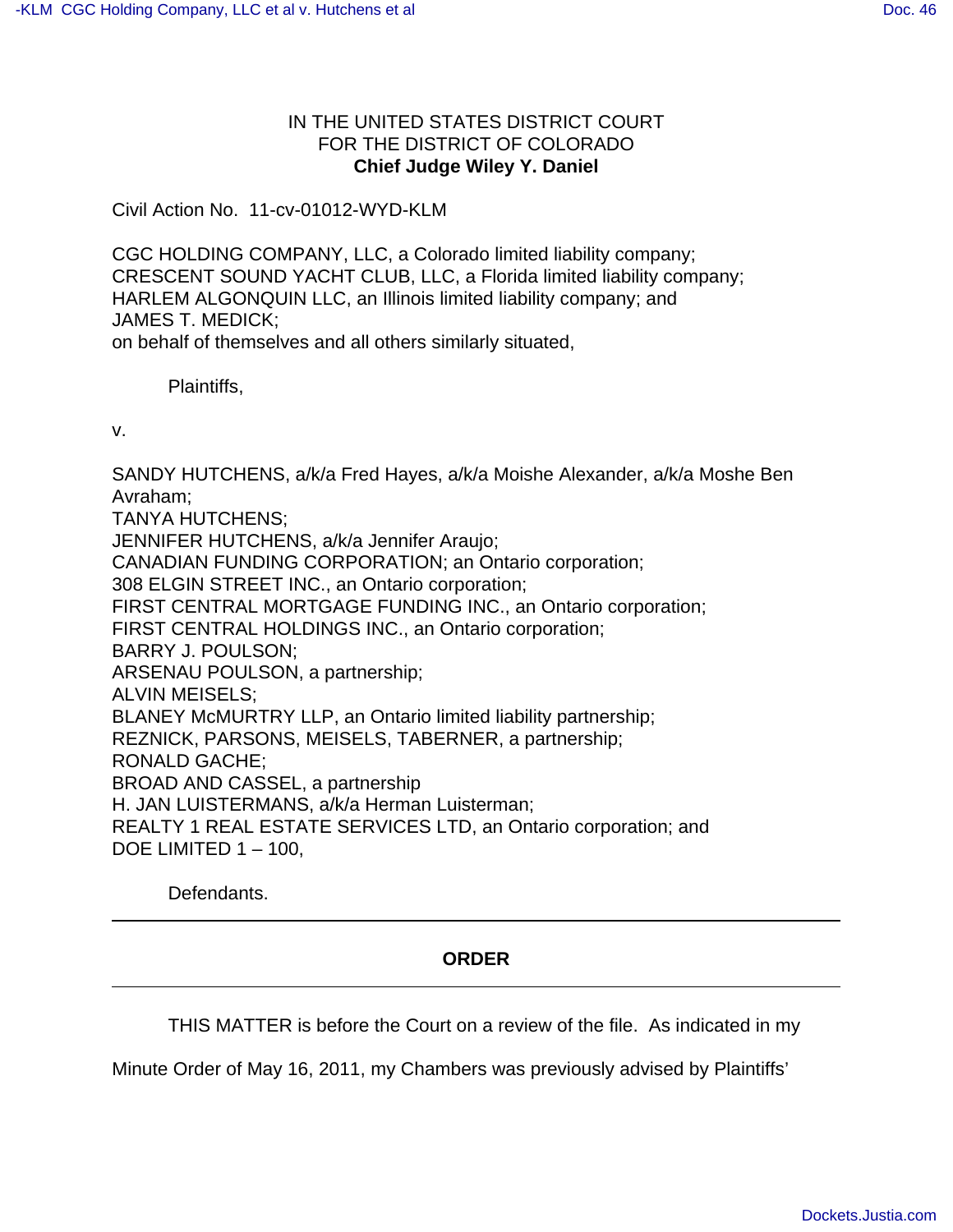IN THE UNITED STATES DISTRICT COURT
FOR THE DISTRICT OF COLORADO
**Chief Judge Wiley Y. Daniel**

Civil Action No. 11-cv-01012-WYD-KLM

CGC HOLDING COMPANY, LLC, a Colorado limited liability company;
CRESCENT SOUND YACHT CLUB, LLC, a Florida limited liability company;
HARLEM ALGONQUIN LLC, an Illinois limited liability company; and
JAMES T. MEDICK;
on behalf of themselves and all others similarly situated,

Plaintiffs,

v.

SANDY HUTCHENS, a/k/a Fred Hayes, a/k/a Moishe Alexander, a/k/a Moshe Ben Avraham;
TANYA HUTCHENS;
JENNIFER HUTCHENS, a/k/a Jennifer Araujo;
CANADIAN FUNDING CORPORATION; an Ontario corporation;
308 ELGIN STREET INC., an Ontario corporation;
FIRST CENTRAL MORTGAGE FUNDING INC., an Ontario corporation;
FIRST CENTRAL HOLDINGS INC., an Ontario corporation;
BARRY J. POULSON;
ARSENAU POULSON, a partnership;
ALVIN MEISELS;
BLANEY McMURTRY LLP, an Ontario limited liability partnership;
REZNICK, PARSONS, MEISELS, TABERNER, a partnership;
RONALD GACHE;
BROAD AND CASSEL, a partnership
H. JAN LUISTERMANS, a/k/a Herman Luisterman;
REALTY 1 REAL ESTATE SERVICES LTD, an Ontario corporation; and
DOE LIMITED 1 – 100,

Defendants.

---

## ORDER

---

THIS MATTER is before the Court on a review of the file. As indicated in my Minute Order of May 16, 2011, my Chambers was previously advised by Plaintiffs'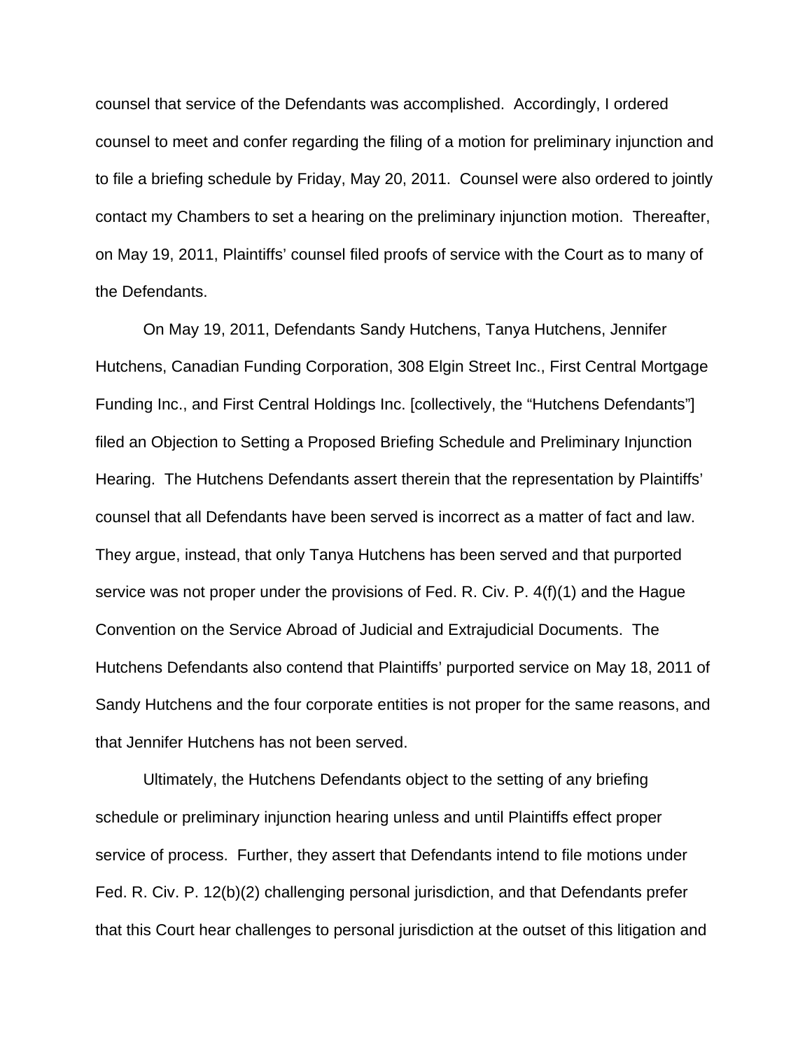counsel that service of the Defendants was accomplished. Accordingly, I ordered counsel to meet and confer regarding the filing of a motion for preliminary injunction and to file a briefing schedule by Friday, May 20, 2011. Counsel were also ordered to jointly contact my Chambers to set a hearing on the preliminary injunction motion. Thereafter, on May 19, 2011, Plaintiffs' counsel filed proofs of service with the Court as to many of the Defendants.

On May 19, 2011, Defendants Sandy Hutchens, Tanya Hutchens, Jennifer Hutchens, Canadian Funding Corporation, 308 Elgin Street Inc., First Central Mortgage Funding Inc., and First Central Holdings Inc. [collectively, the "Hutchens Defendants"] filed an Objection to Setting a Proposed Briefing Schedule and Preliminary Injunction Hearing. The Hutchens Defendants assert therein that the representation by Plaintiffs' counsel that all Defendants have been served is incorrect as a matter of fact and law. They argue, instead, that only Tanya Hutchens has been served and that purported service was not proper under the provisions of Fed. R. Civ. P. 4(f)(1) and the Hague Convention on the Service Abroad of Judicial and Extrajudicial Documents. The Hutchens Defendants also contend that Plaintiffs' purported service on May 18, 2011 of Sandy Hutchens and the four corporate entities is not proper for the same reasons, and that Jennifer Hutchens has not been served.

Ultimately, the Hutchens Defendants object to the setting of any briefing schedule or preliminary injunction hearing unless and until Plaintiffs effect proper service of process. Further, they assert that Defendants intend to file motions under Fed. R. Civ. P. 12(b)(2) challenging personal jurisdiction, and that Defendants prefer that this Court hear challenges to personal jurisdiction at the outset of this litigation and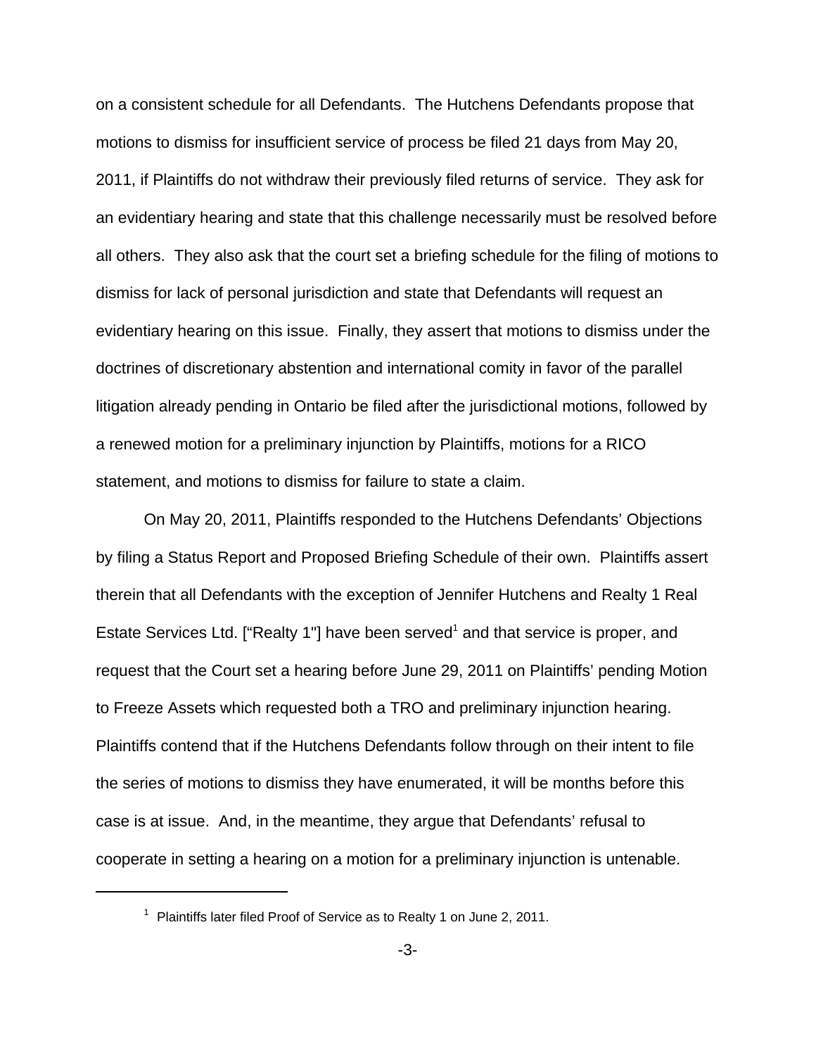on a consistent schedule for all Defendants. The Hutchens Defendants propose that motions to dismiss for insufficient service of process be filed 21 days from May 20, 2011, if Plaintiffs do not withdraw their previously filed returns of service. They ask for an evidentiary hearing and state that this challenge necessarily must be resolved before all others. They also ask that the court set a briefing schedule for the filing of motions to dismiss for lack of personal jurisdiction and state that Defendants will request an evidentiary hearing on this issue. Finally, they assert that motions to dismiss under the doctrines of discretionary abstention and international comity in favor of the parallel litigation already pending in Ontario be filed after the jurisdictional motions, followed by a renewed motion for a preliminary injunction by Plaintiffs, motions for a RICO statement, and motions to dismiss for failure to state a claim.

On May 20, 2011, Plaintiffs responded to the Hutchens Defendants' Objections by filing a Status Report and Proposed Briefing Schedule of their own. Plaintiffs assert therein that all Defendants with the exception of Jennifer Hutchens and Realty 1 Real Estate Services Ltd. ["Realty 1"] have been served[1] and that service is proper, and request that the Court set a hearing before June 29, 2011 on Plaintiffs' pending Motion to Freeze Assets which requested both a TRO and preliminary injunction hearing. Plaintiffs contend that if the Hutchens Defendants follow through on their intent to file the series of motions to dismiss they have enumerated, it will be months before this case is at issue. And, in the meantime, they argue that Defendants' refusal to cooperate in setting a hearing on a motion for a preliminary injunction is untenable.

[1] Plaintiffs later filed Proof of Service as to Realty 1 on June 2, 2011.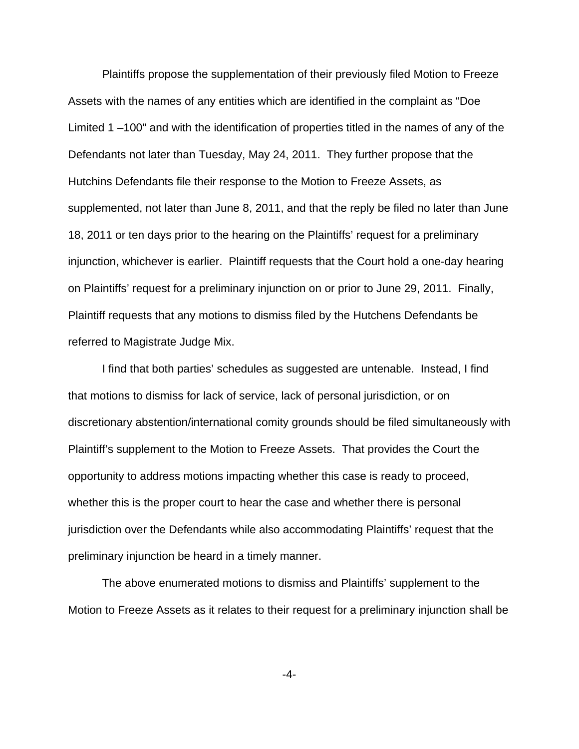Plaintiffs propose the supplementation of their previously filed Motion to Freeze Assets with the names of any entities which are identified in the complaint as "Doe Limited 1 –100" and with the identification of properties titled in the names of any of the Defendants not later than Tuesday, May 24, 2011. They further propose that the Hutchins Defendants file their response to the Motion to Freeze Assets, as supplemented, not later than June 8, 2011, and that the reply be filed no later than June 18, 2011 or ten days prior to the hearing on the Plaintiffs' request for a preliminary injunction, whichever is earlier. Plaintiff requests that the Court hold a one-day hearing on Plaintiffs' request for a preliminary injunction on or prior to June 29, 2011. Finally, Plaintiff requests that any motions to dismiss filed by the Hutchens Defendants be referred to Magistrate Judge Mix.

I find that both parties' schedules as suggested are untenable. Instead, I find that motions to dismiss for lack of service, lack of personal jurisdiction, or on discretionary abstention/international comity grounds should be filed simultaneously with Plaintiff's supplement to the Motion to Freeze Assets. That provides the Court the opportunity to address motions impacting whether this case is ready to proceed, whether this is the proper court to hear the case and whether there is personal jurisdiction over the Defendants while also accommodating Plaintiffs' request that the preliminary injunction be heard in a timely manner.

The above enumerated motions to dismiss and Plaintiffs' supplement to the Motion to Freeze Assets as it relates to their request for a preliminary injunction shall be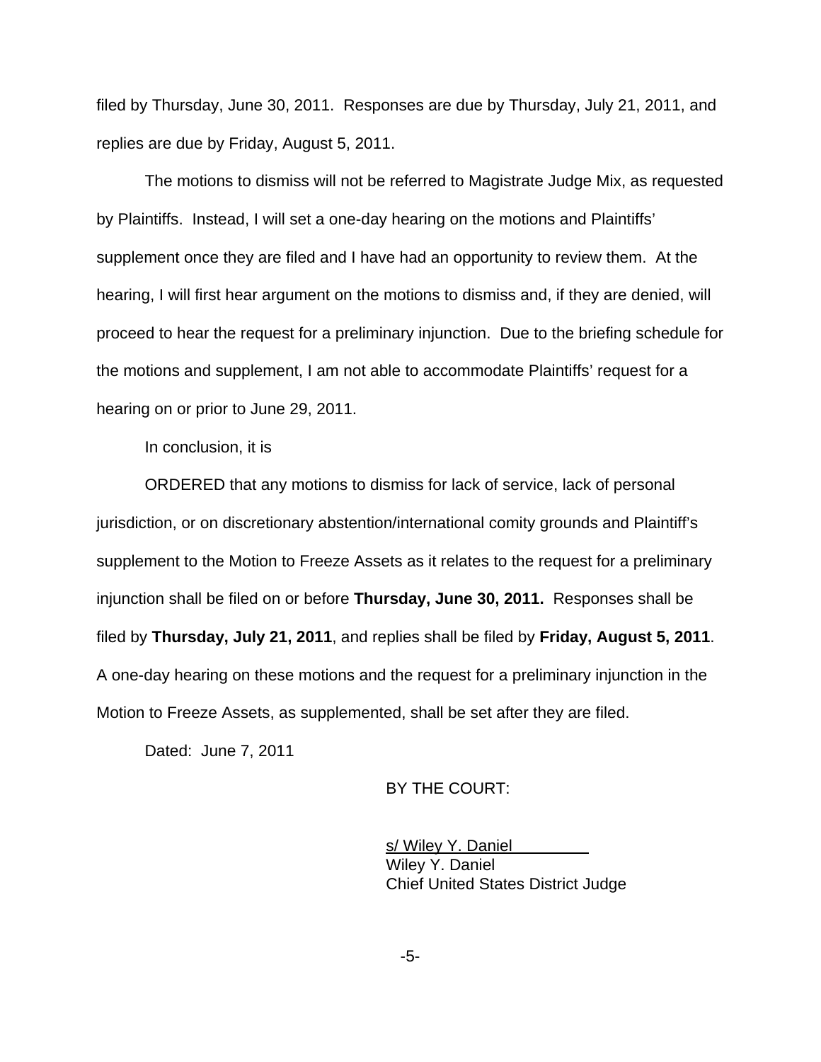filed by Thursday, June 30, 2011. Responses are due by Thursday, July 21, 2011, and replies are due by Friday, August 5, 2011.

The motions to dismiss will not be referred to Magistrate Judge Mix, as requested by Plaintiffs. Instead, I will set a one-day hearing on the motions and Plaintiffs' supplement once they are filed and I have had an opportunity to review them. At the hearing, I will first hear argument on the motions to dismiss and, if they are denied, will proceed to hear the request for a preliminary injunction. Due to the briefing schedule for the motions and supplement, I am not able to accommodate Plaintiffs' request for a hearing on or prior to June 29, 2011.

In conclusion, it is

ORDERED that any motions to dismiss for lack of service, lack of personal jurisdiction, or on discretionary abstention/international comity grounds and Plaintiff's supplement to the Motion to Freeze Assets as it relates to the request for a preliminary injunction shall be filed on or before **Thursday, June 30, 2011.** Responses shall be filed by **Thursday, July 21, 2011**, and replies shall be filed by **Friday, August 5, 2011**. A one-day hearing on these motions and the request for a preliminary injunction in the Motion to Freeze Assets, as supplemented, shall be set after they are filed.

Dated: June 7, 2011

BY THE COURT:

s/ Wiley Y. Daniel
Wiley Y. Daniel
Chief United States District Judge